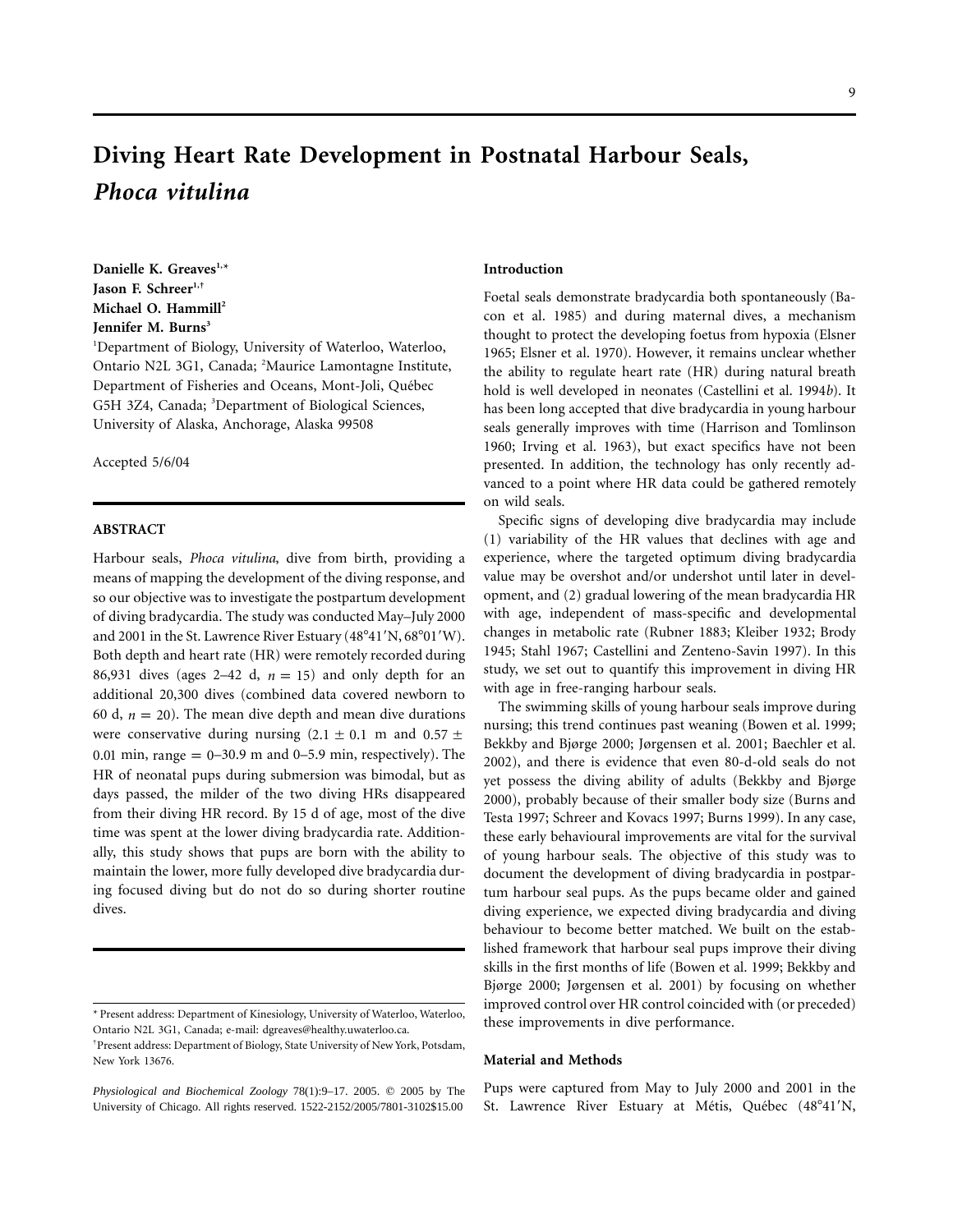# Diving Heart Rate Development in Postnatal Harbour Seals, *Phoca vitulina*

**Danielle K. Greaves**[1,*]
**Jason F. Schreer**[1,†]
**Michael O. Hammill**[2]
**Jennifer M. Burns**[3]

[1]Department of Biology, University of Waterloo, Waterloo, Ontario N2L 3G1, Canada; [2]Maurice Lamontagne Institute, Department of Fisheries and Oceans, Mont-Joli, Québec G5H 3Z4, Canada; [3]Department of Biological Sciences, University of Alaska, Anchorage, Alaska 99508

Accepted 5/6/04

## ABSTRACT

Harbour seals, *Phoca vitulina*, dive from birth, providing a means of mapping the development of the diving response, and so our objective was to investigate the postpartum development of diving bradycardia. The study was conducted May–July 2000 and 2001 in the St. Lawrence River Estuary (48°41′N, 68°01′W). Both depth and heart rate (HR) were remotely recorded during 86,931 dives (ages 2–42 d, $n = 15$) and only depth for an additional 20,300 dives (combined data covered newborn to 60 d, $n = 20$). The mean dive depth and mean dive durations were conservative during nursing ($2.1 \pm 0.1$ m and $0.57 \pm 0.01$ min, range $= 0$–$30.9$ m and 0–5.9 min, respectively). The HR of neonatal pups during submersion was bimodal, but as days passed, the milder of the two diving HRs disappeared from their diving HR record. By 15 d of age, most of the dive time was spent at the lower diving bradycardia rate. Additionally, this study shows that pups are born with the ability to maintain the lower, more fully developed dive bradycardia during focused diving but do not do so during shorter routine dives.

\* Present address: Department of Kinesiology, University of Waterloo, Waterloo, Ontario N2L 3G1, Canada; e-mail: dgreaves@healthy.uwaterloo.ca.
† Present address: Department of Biology, State University of New York, Potsdam, New York 13676.

## Introduction

Foetal seals demonstrate bradycardia both spontaneously (Bacon et al. 1985) and during maternal dives, a mechanism thought to protect the developing foetus from hypoxia (Elsner 1965; Elsner et al. 1970). However, it remains unclear whether the ability to regulate heart rate (HR) during natural breath hold is well developed in neonates (Castellini et al. 1994*b*). It has been long accepted that dive bradycardia in young harbour seals generally improves with time (Harrison and Tomlinson 1960; Irving et al. 1963), but exact specifics have not been presented. In addition, the technology has only recently advanced to a point where HR data could be gathered remotely on wild seals.

Specific signs of developing dive bradycardia may include (1) variability of the HR values that declines with age and experience, where the targeted optimum diving bradycardia value may be overshot and/or undershot until later in development, and (2) gradual lowering of the mean bradycardia HR with age, independent of mass-specific and developmental changes in metabolic rate (Rubner 1883; Kleiber 1932; Brody 1945; Stahl 1967; Castellini and Zenteno-Savin 1997). In this study, we set out to quantify this improvement in diving HR with age in free-ranging harbour seals.

The swimming skills of young harbour seals improve during nursing; this trend continues past weaning (Bowen et al. 1999; Bekkby and Bjørge 2000; Jørgensen et al. 2001; Baechler et al. 2002), and there is evidence that even 80-d-old seals do not yet possess the diving ability of adults (Bekkby and Bjørge 2000), probably because of their smaller body size (Burns and Testa 1997; Schreer and Kovacs 1997; Burns 1999). In any case, these early behavioural improvements are vital for the survival of young harbour seals. The objective of this study was to document the development of diving bradycardia in postpartum harbour seal pups. As the pups became older and gained diving experience, we expected diving bradycardia and diving behaviour to become better matched. We built on the established framework that harbour seal pups improve their diving skills in the first months of life (Bowen et al. 1999; Bekkby and Bjørge 2000; Jørgensen et al. 2001) by focusing on whether improved control over HR control coincided with (or preceded) these improvements in dive performance.

## Material and Methods

Pups were captured from May to July 2000 and 2001 in the St. Lawrence River Estuary at Métis, Québec (48°41′N,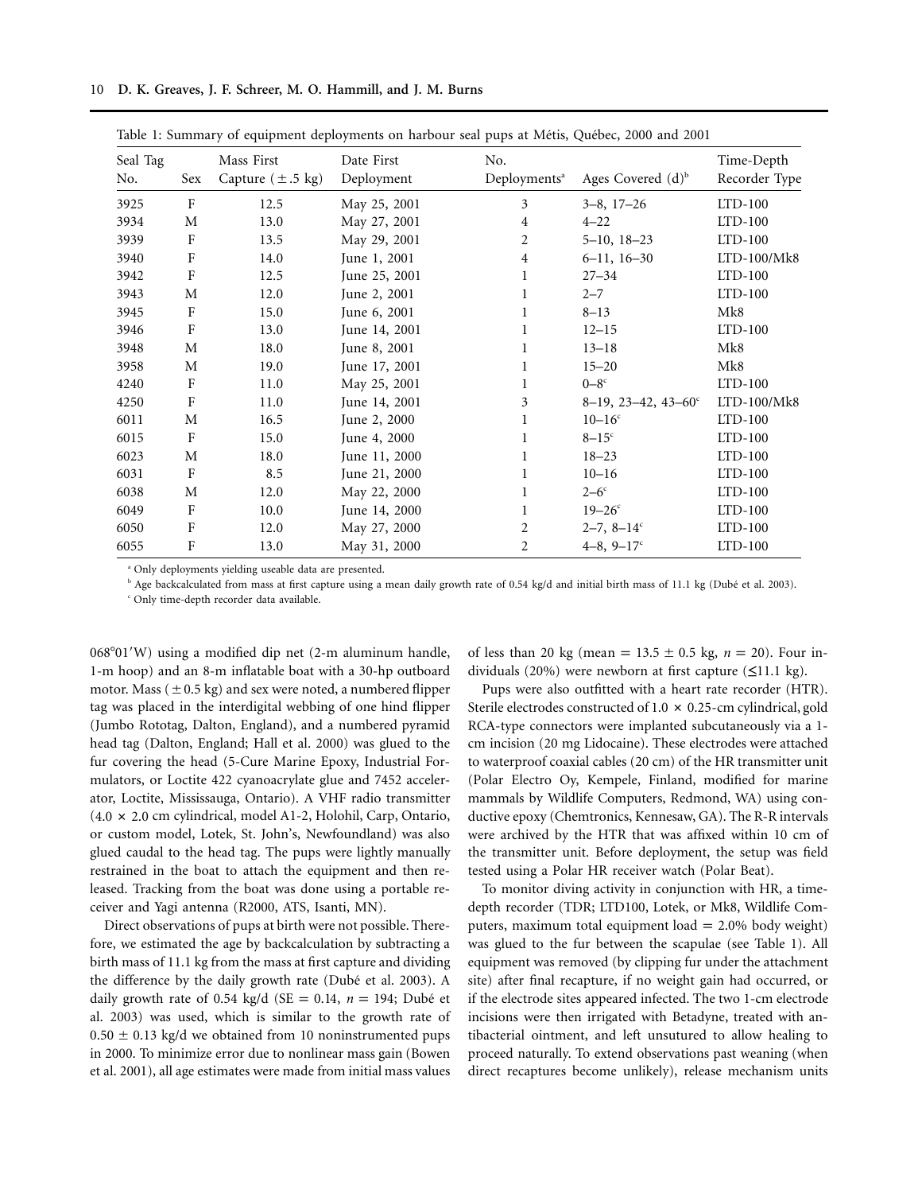Table 1: Summary of equipment deployments on harbour seal pups at Métis, Québec, 2000 and 2001

| Seal Tag No. | Sex | Mass First Capture (± .5 kg) | Date First Deployment | No. Deployments[a] | Ages Covered (d)[b] | Time-Depth Recorder Type |
|---|---|---|---|---|---|---|
| 3925 | F | 12.5 | May 25, 2001 | 3 | 3–8, 17–26 | LTD-100 |
| 3934 | M | 13.0 | May 27, 2001 | 4 | 4–22 | LTD-100 |
| 3939 | F | 13.5 | May 29, 2001 | 2 | 5–10, 18–23 | LTD-100 |
| 3940 | F | 14.0 | June 1, 2001 | 4 | 6–11, 16–30 | LTD-100/Mk8 |
| 3942 | F | 12.5 | June 25, 2001 | 1 | 27–34 | LTD-100 |
| 3943 | M | 12.0 | June 2, 2001 | 1 | 2–7 | LTD-100 |
| 3945 | F | 15.0 | June 6, 2001 | 1 | 8–13 | Mk8 |
| 3946 | F | 13.0 | June 14, 2001 | 1 | 12–15 | LTD-100 |
| 3948 | M | 18.0 | June 8, 2001 | 1 | 13–18 | Mk8 |
| 3958 | M | 19.0 | June 17, 2001 | 1 | 15–20 | Mk8 |
| 4240 | F | 11.0 | May 25, 2001 | 1 | 0–8[c] | LTD-100 |
| 4250 | F | 11.0 | June 14, 2001 | 3 | 8–19, 23–42, 43–60[c] | LTD-100/Mk8 |
| 6011 | M | 16.5 | June 2, 2000 | 1 | 10–16[c] | LTD-100 |
| 6015 | F | 15.0 | June 4, 2000 | 1 | 8–15[c] | LTD-100 |
| 6023 | M | 18.0 | June 11, 2000 | 1 | 18–23 | LTD-100 |
| 6031 | F | 8.5 | June 21, 2000 | 1 | 10–16 | LTD-100 |
| 6038 | M | 12.0 | May 22, 2000 | 1 | 2–6[c] | LTD-100 |
| 6049 | F | 10.0 | June 14, 2000 | 1 | 19–26[c] | LTD-100 |
| 6050 | F | 12.0 | May 27, 2000 | 2 | 2–7, 8–14[c] | LTD-100 |
| 6055 | F | 13.0 | May 31, 2000 | 2 | 4–8, 9–17[c] | LTD-100 |

[a] Only deployments yielding useable data are presented.

[b] Age backcalculated from mass at first capture using a mean daily growth rate of 0.54 kg/d and initial birth mass of 11.1 kg (Dubé et al. 2003).

[c] Only time-depth recorder data available.

068°01′W) using a modified dip net (2-m aluminum handle, 1-m hoop) and an 8-m inflatable boat with a 30-hp outboard motor. Mass (±0.5 kg) and sex were noted, a numbered flipper tag was placed in the interdigital webbing of one hind flipper (Jumbo Rototag, Dalton, England), and a numbered pyramid head tag (Dalton, England; Hall et al. 2000) was glued to the fur covering the head (5-Cure Marine Epoxy, Industrial Formulators, or Loctite 422 cyanoacrylate glue and 7452 accelerator, Loctite, Mississauga, Ontario). A VHF radio transmitter (4.0 × 2.0 cm cylindrical, model A1-2, Holohil, Carp, Ontario, or custom model, Lotek, St. John's, Newfoundland) was also glued caudal to the head tag. The pups were lightly manually restrained in the boat to attach the equipment and then released. Tracking from the boat was done using a portable receiver and Yagi antenna (R2000, ATS, Isanti, MN).

Direct observations of pups at birth were not possible. Therefore, we estimated the age by backcalculation by subtracting a birth mass of 11.1 kg from the mass at first capture and dividing the difference by the daily growth rate (Dubé et al. 2003). A daily growth rate of 0.54 kg/d (SE = 0.14, $n = 194$; Dubé et al. 2003) was used, which is similar to the growth rate of $0.50 \pm 0.13$ kg/d we obtained from 10 noninstrumented pups in 2000. To minimize error due to nonlinear mass gain (Bowen et al. 2001), all age estimates were made from initial mass values of less than 20 kg (mean = $13.5 \pm 0.5$ kg, $n = 20$). Four individuals (20%) were newborn at first capture (≤11.1 kg).

Pups were also outfitted with a heart rate recorder (HTR). Sterile electrodes constructed of 1.0 × 0.25-cm cylindrical, gold RCA-type connectors were implanted subcutaneously via a 1-cm incision (20 mg Lidocaine). These electrodes were attached to waterproof coaxial cables (20 cm) of the HR transmitter unit (Polar Electro Oy, Kempele, Finland, modified for marine mammals by Wildlife Computers, Redmond, WA) using conductive epoxy (Chemtronics, Kennesaw, GA). The R-R intervals were archived by the HTR that was affixed within 10 cm of the transmitter unit. Before deployment, the setup was field tested using a Polar HR receiver watch (Polar Beat).

To monitor diving activity in conjunction with HR, a time-depth recorder (TDR; LTD100, Lotek, or Mk8, Wildlife Computers, maximum total equipment load = 2.0% body weight) was glued to the fur between the scapulae (see Table 1). All equipment was removed (by clipping fur under the attachment site) after final recapture, if no weight gain had occurred, or if the electrode sites appeared infected. The two 1-cm electrode incisions were then irrigated with Betadyne, treated with antibacterial ointment, and left unsutured to allow healing to proceed naturally. To extend observations past weaning (when direct recaptures become unlikely), release mechanism units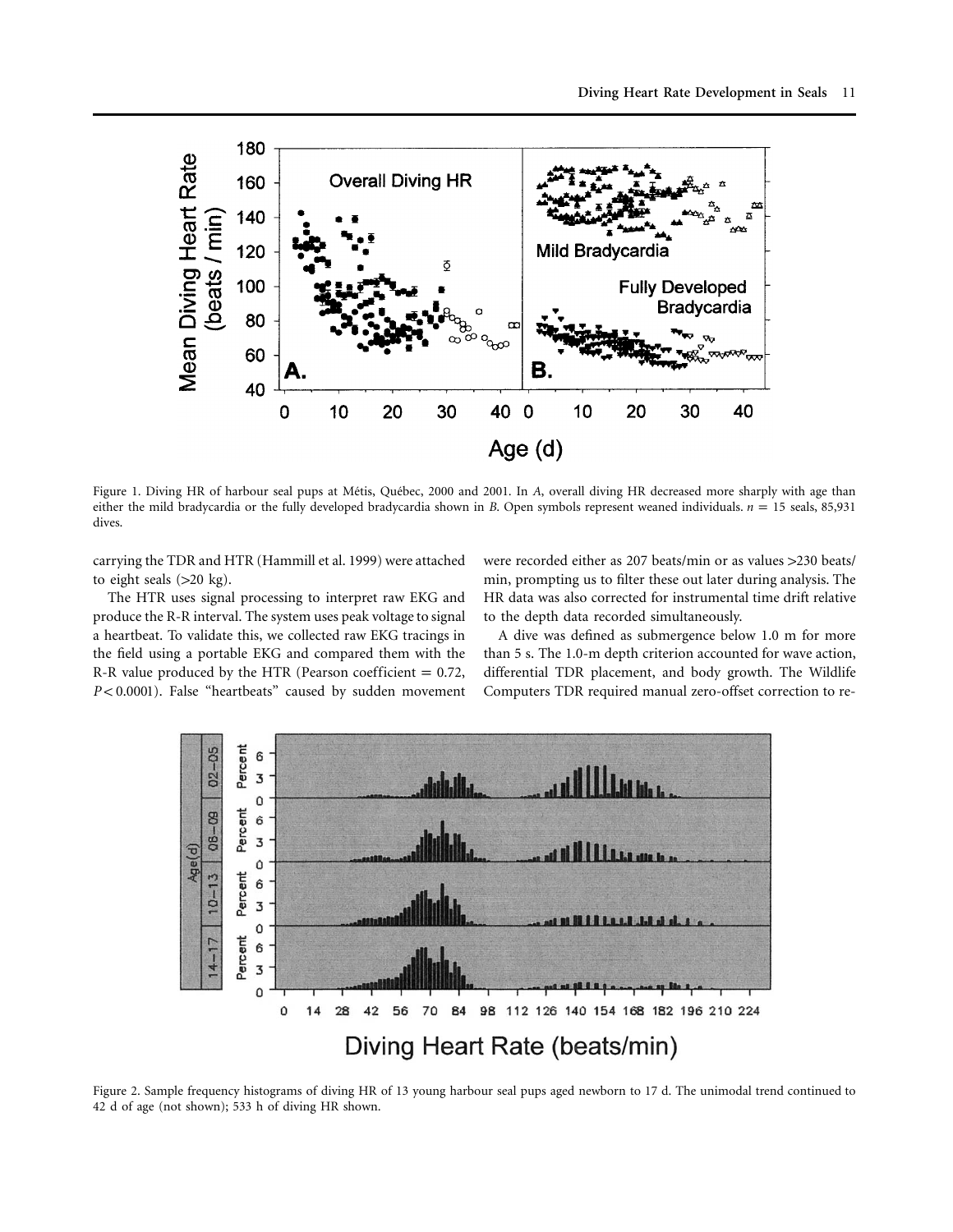Figure 1. Diving HR of harbour seal pups at Métis, Québec, 2000 and 2001. In *A*, overall diving HR decreased more sharply with age than either the mild bradycardia or the fully developed bradycardia shown in *B*. Open symbols represent weaned individuals. $n = 15$ seals, 85,931 dives.

carrying the TDR and HTR (Hammill et al. 1999) were attached to eight seals (>20 kg).

The HTR uses signal processing to interpret raw EKG and produce the R-R interval. The system uses peak voltage to signal a heartbeat. To validate this, we collected raw EKG tracings in the field using a portable EKG and compared them with the R-R value produced by the HTR (Pearson coefficient = 0.72, $P < 0.0001$). False "heartbeats" caused by sudden movement were recorded either as 207 beats/min or as values >230 beats/min, prompting us to filter these out later during analysis. The HR data was also corrected for instrumental time drift relative to the depth data recorded simultaneously.

A dive was defined as submergence below 1.0 m for more than 5 s. The 1.0-m depth criterion accounted for wave action, differential TDR placement, and body growth. The Wildlife Computers TDR required manual zero-offset correction to re-

Figure 2. Sample frequency histograms of diving HR of 13 young harbour seal pups aged newborn to 17 d. The unimodal trend continued to 42 d of age (not shown); 533 h of diving HR shown.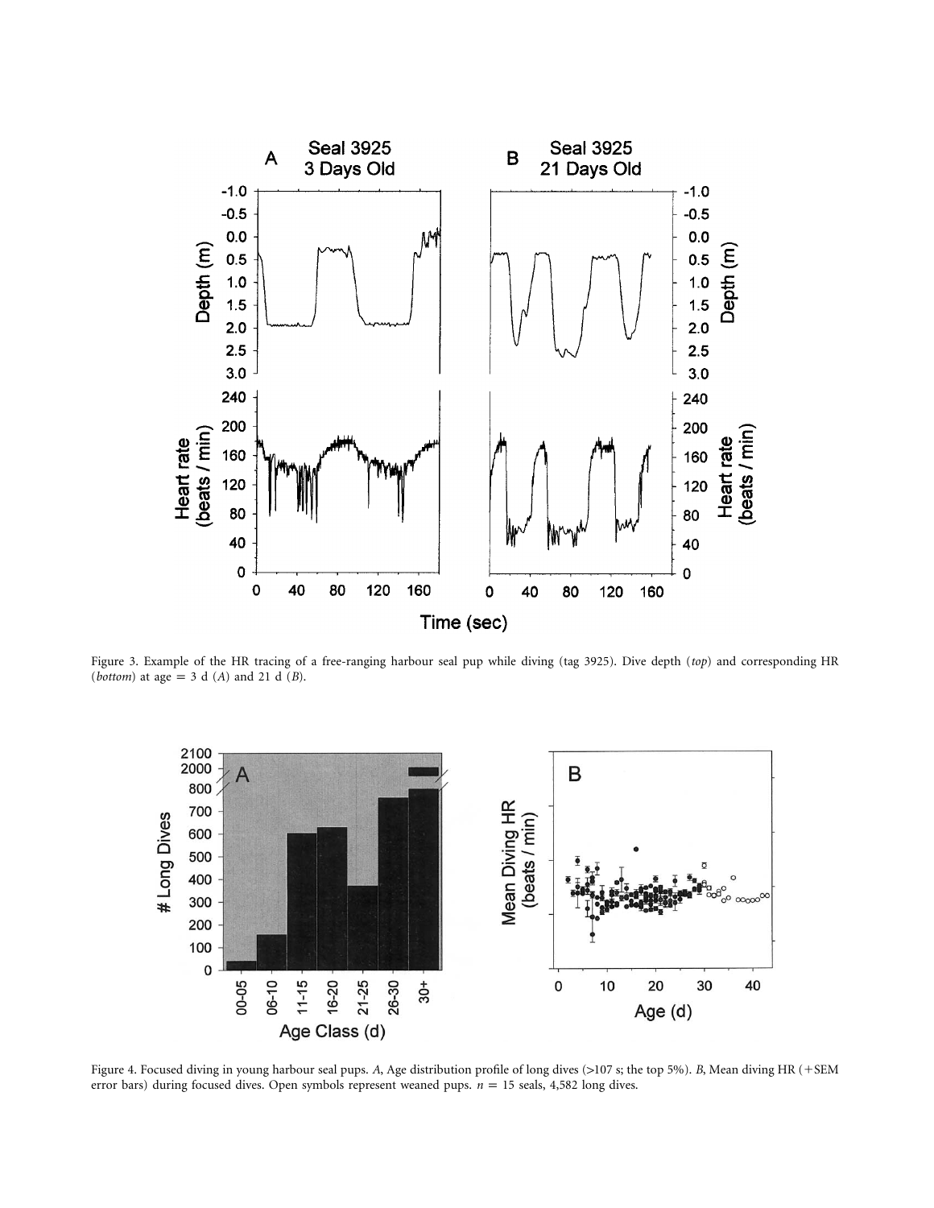Figure 3. Example of the HR tracing of a free-ranging harbour seal pup while diving (tag 3925). Dive depth (*top*) and corresponding HR (*bottom*) at age = 3 d (*A*) and 21 d (*B*).

Figure 4. Focused diving in young harbour seal pups. *A*, Age distribution profile of long dives (>107 s; the top 5%). *B*, Mean diving HR (+SEM error bars) during focused dives. Open symbols represent weaned pups. $n = 15$ seals, 4,582 long dives.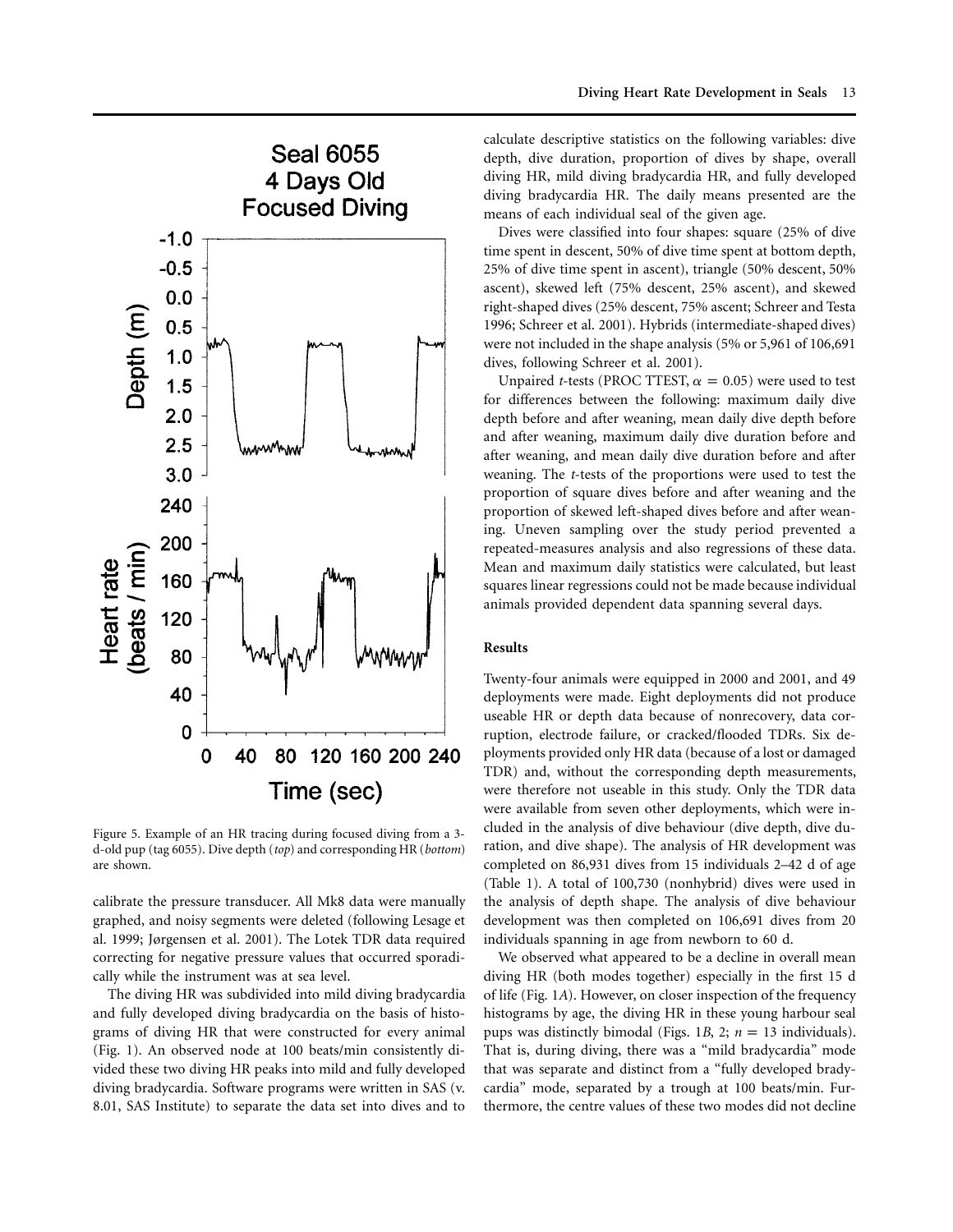Figure 5. Example of an HR tracing during focused diving from a 3-d-old pup (tag 6055). Dive depth (*top*) and corresponding HR (*bottom*) are shown.

calibrate the pressure transducer. All Mk8 data were manually graphed, and noisy segments were deleted (following Lesage et al. 1999; Jørgensen et al. 2001). The Lotek TDR data required correcting for negative pressure values that occurred sporadically while the instrument was at sea level.

The diving HR was subdivided into mild diving bradycardia and fully developed diving bradycardia on the basis of histograms of diving HR that were constructed for every animal (Fig. 1). An observed node at 100 beats/min consistently divided these two diving HR peaks into mild and fully developed diving bradycardia. Software programs were written in SAS (v. 8.01, SAS Institute) to separate the data set into dives and to calculate descriptive statistics on the following variables: dive depth, dive duration, proportion of dives by shape, overall diving HR, mild diving bradycardia HR, and fully developed diving bradycardia HR. The daily means presented are the means of each individual seal of the given age.

Dives were classified into four shapes: square (25% of dive time spent in descent, 50% of dive time spent at bottom depth, 25% of dive time spent in ascent), triangle (50% descent, 50% ascent), skewed left (75% descent, 25% ascent), and skewed right-shaped dives (25% descent, 75% ascent; Schreer and Testa 1996; Schreer et al. 2001). Hybrids (intermediate-shaped dives) were not included in the shape analysis (5% or 5,961 of 106,691 dives, following Schreer et al. 2001).

Unpaired *t*-tests (PROC TTEST, $\alpha = 0.05$) were used to test for differences between the following: maximum daily dive depth before and after weaning, mean daily dive depth before and after weaning, maximum daily dive duration before and after weaning, and mean daily dive duration before and after weaning. The *t*-tests of the proportions were used to test the proportion of square dives before and after weaning and the proportion of skewed left-shaped dives before and after weaning. Uneven sampling over the study period prevented a repeated-measures analysis and also regressions of these data. Mean and maximum daily statistics were calculated, but least squares linear regressions could not be made because individual animals provided dependent data spanning several days.

## Results

Twenty-four animals were equipped in 2000 and 2001, and 49 deployments were made. Eight deployments did not produce useable HR or depth data because of nonrecovery, data corruption, electrode failure, or cracked/flooded TDRs. Six deployments provided only HR data (because of a lost or damaged TDR) and, without the corresponding depth measurements, were therefore not useable in this study. Only the TDR data were available from seven other deployments, which were included in the analysis of dive behaviour (dive depth, dive duration, and dive shape). The analysis of HR development was completed on 86,931 dives from 15 individuals 2–42 d of age (Table 1). A total of 100,730 (nonhybrid) dives were used in the analysis of depth shape. The analysis of dive behaviour development was then completed on 106,691 dives from 20 individuals spanning in age from newborn to 60 d.

We observed what appeared to be a decline in overall mean diving HR (both modes together) especially in the first 15 d of life (Fig. 1*A*). However, on closer inspection of the frequency histograms by age, the diving HR in these young harbour seal pups was distinctly bimodal (Figs. 1*B*, 2; $n = 13$ individuals). That is, during diving, there was a "mild bradycardia" mode that was separate and distinct from a "fully developed bradycardia" mode, separated by a trough at 100 beats/min. Furthermore, the centre values of these two modes did not decline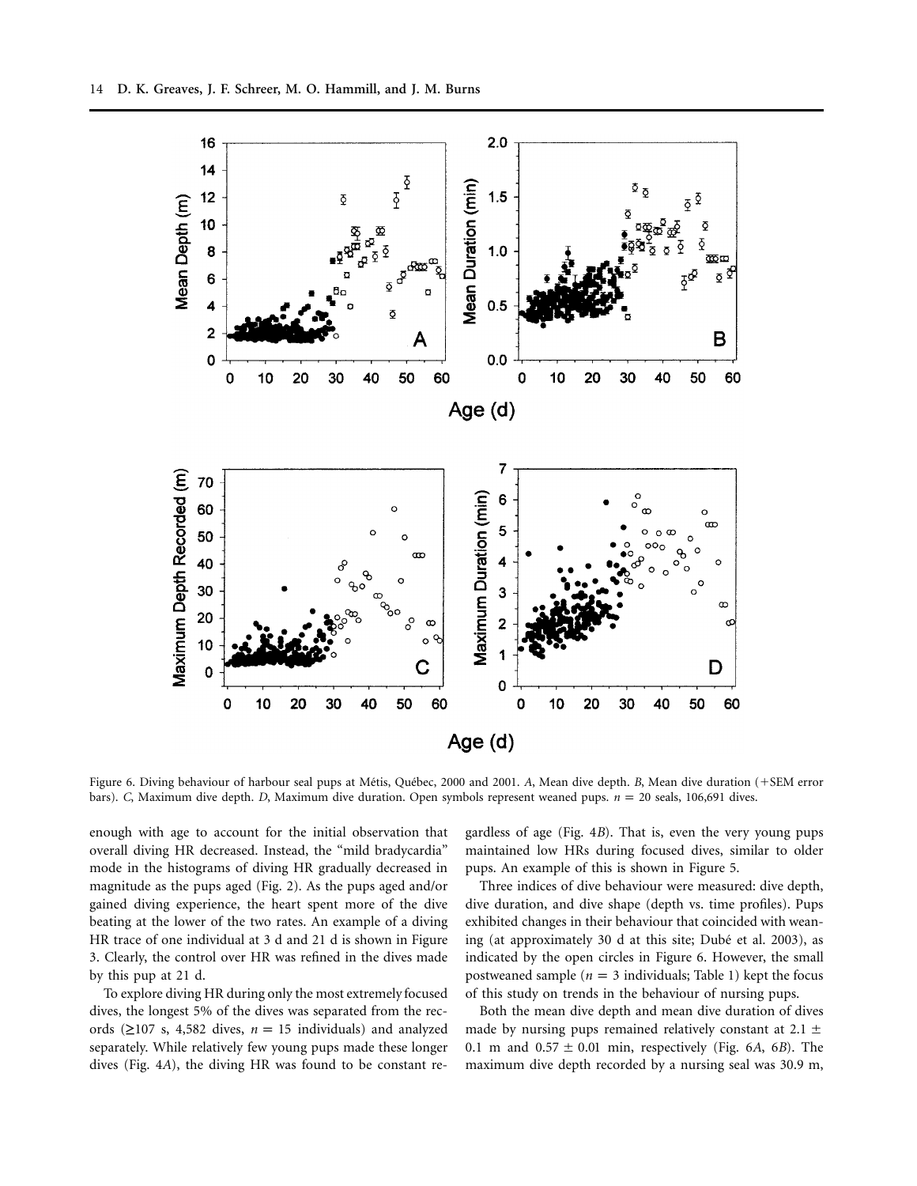Figure 6. Diving behaviour of harbour seal pups at Métis, Québec, 2000 and 2001. *A*, Mean dive depth. *B*, Mean dive duration (+SEM error bars). *C*, Maximum dive depth. *D*, Maximum dive duration. Open symbols represent weaned pups. $n = 20$ seals, 106,691 dives.

enough with age to account for the initial observation that overall diving HR decreased. Instead, the "mild bradycardia" mode in the histograms of diving HR gradually decreased in magnitude as the pups aged (Fig. 2). As the pups aged and/or gained diving experience, the heart spent more of the dive beating at the lower of the two rates. An example of a diving HR trace of one individual at 3 d and 21 d is shown in Figure 3. Clearly, the control over HR was refined in the dives made by this pup at 21 d.

To explore diving HR during only the most extremely focused dives, the longest 5% of the dives was separated from the records (≥107 s, 4,582 dives, $n = 15$ individuals) and analyzed separately. While relatively few young pups made these longer dives (Fig. 4*A*), the diving HR was found to be constant regardless of age (Fig. 4*B*). That is, even the very young pups maintained low HRs during focused dives, similar to older pups. An example of this is shown in Figure 5.

Three indices of dive behaviour were measured: dive depth, dive duration, and dive shape (depth vs. time profiles). Pups exhibited changes in their behaviour that coincided with weaning (at approximately 30 d at this site; Dubé et al. 2003), as indicated by the open circles in Figure 6. However, the small postweaned sample ($n = 3$ individuals; Table 1) kept the focus of this study on trends in the behaviour of nursing pups.

Both the mean dive depth and mean dive duration of dives made by nursing pups remained relatively constant at $2.1 \pm 0.1$ m and $0.57 \pm 0.01$ min, respectively (Fig. 6*A*, 6*B*). The maximum dive depth recorded by a nursing seal was 30.9 m,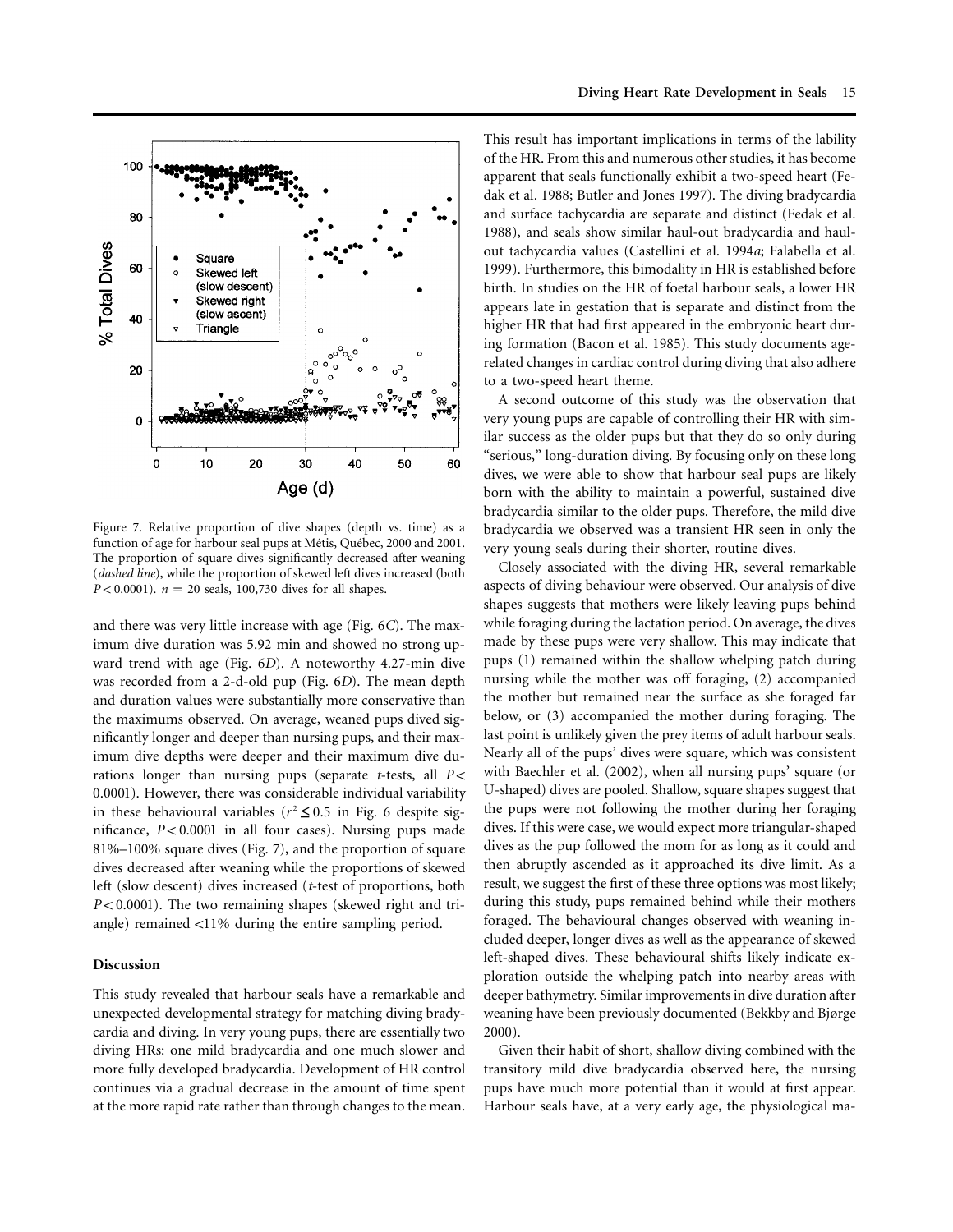Figure 7. Relative proportion of dive shapes (depth vs. time) as a function of age for harbour seal pups at Métis, Québec, 2000 and 2001. The proportion of square dives significantly decreased after weaning (*dashed line*), while the proportion of skewed left dives increased (both $P < 0.0001$). $n = 20$ seals, 100,730 dives for all shapes.

and there was very little increase with age (Fig. 6*C*). The maximum dive duration was 5.92 min and showed no strong upward trend with age (Fig. 6*D*). A noteworthy 4.27-min dive was recorded from a 2-d-old pup (Fig. 6*D*). The mean depth and duration values were substantially more conservative than the maximums observed. On average, weaned pups dived significantly longer and deeper than nursing pups, and their maximum dive depths were deeper and their maximum dive durations longer than nursing pups (separate *t*-tests, all $P < 0.0001$). However, there was considerable individual variability in these behavioural variables ($r^2 \leq 0.5$ in Fig. 6 despite significance, $P < 0.0001$ in all four cases). Nursing pups made 81%–100% square dives (Fig. 7), and the proportion of square dives decreased after weaning while the proportions of skewed left (slow descent) dives increased (*t*-test of proportions, both $P < 0.0001$). The two remaining shapes (skewed right and triangle) remained <11% during the entire sampling period.

## Discussion

This study revealed that harbour seals have a remarkable and unexpected developmental strategy for matching diving bradycardia and diving. In very young pups, there are essentially two diving HRs: one mild bradycardia and one much slower and more fully developed bradycardia. Development of HR control continues via a gradual decrease in the amount of time spent at the more rapid rate rather than through changes to the mean. This result has important implications in terms of the lability of the HR. From this and numerous other studies, it has become apparent that seals functionally exhibit a two-speed heart (Fedak et al. 1988; Butler and Jones 1997). The diving bradycardia and surface tachycardia are separate and distinct (Fedak et al. 1988), and seals show similar haul-out bradycardia and haul-out tachycardia values (Castellini et al. 1994*a*; Falabella et al. 1999). Furthermore, this bimodality in HR is established before birth. In studies on the HR of foetal harbour seals, a lower HR appears late in gestation that is separate and distinct from the higher HR that had first appeared in the embryonic heart during formation (Bacon et al. 1985). This study documents age-related changes in cardiac control during diving that also adhere to a two-speed heart theme.

A second outcome of this study was the observation that very young pups are capable of controlling their HR with similar success as the older pups but that they do so only during "serious," long-duration diving. By focusing only on these long dives, we were able to show that harbour seal pups are likely born with the ability to maintain a powerful, sustained dive bradycardia similar to the older pups. Therefore, the mild dive bradycardia we observed was a transient HR seen in only the very young seals during their shorter, routine dives.

Closely associated with the diving HR, several remarkable aspects of diving behaviour were observed. Our analysis of dive shapes suggests that mothers were likely leaving pups behind while foraging during the lactation period. On average, the dives made by these pups were very shallow. This may indicate that pups (1) remained within the shallow whelping patch during nursing while the mother was off foraging, (2) accompanied the mother but remained near the surface as she foraged far below, or (3) accompanied the mother during foraging. The last point is unlikely given the prey items of adult harbour seals. Nearly all of the pups' dives were square, which was consistent with Baechler et al. (2002), when all nursing pups' square (or U-shaped) dives are pooled. Shallow, square shapes suggest that the pups were not following the mother during her foraging dives. If this were case, we would expect more triangular-shaped dives as the pup followed the mom for as long as it could and then abruptly ascended as it approached its dive limit. As a result, we suggest the first of these three options was most likely; during this study, pups remained behind while their mothers foraged. The behavioural changes observed with weaning included deeper, longer dives as well as the appearance of skewed left-shaped dives. These behavioural shifts likely indicate exploration outside the whelping patch into nearby areas with deeper bathymetry. Similar improvements in dive duration after weaning have been previously documented (Bekkby and Bjørge 2000).

Given their habit of short, shallow diving combined with the transitory mild dive bradycardia observed here, the nursing pups have much more potential than it would at first appear. Harbour seals have, at a very early age, the physiological ma-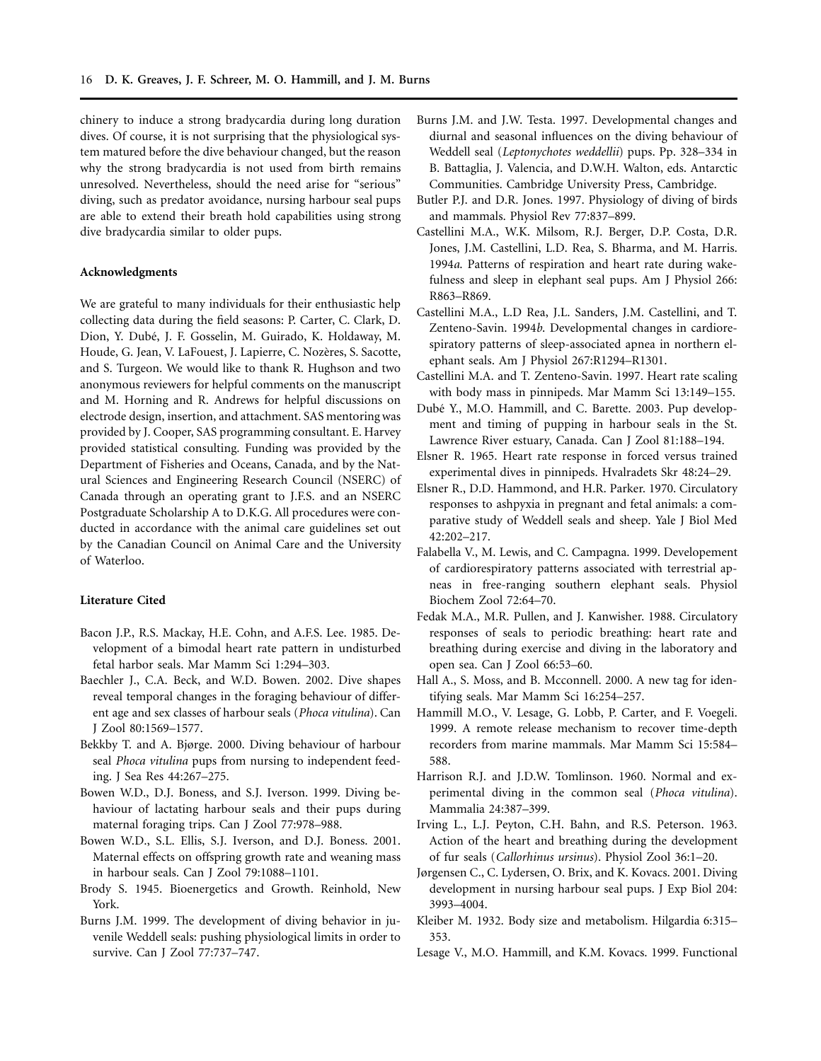chinery to induce a strong bradycardia during long duration dives. Of course, it is not surprising that the physiological system matured before the dive behaviour changed, but the reason why the strong bradycardia is not used from birth remains unresolved. Nevertheless, should the need arise for "serious" diving, such as predator avoidance, nursing harbour seal pups are able to extend their breath hold capabilities using strong dive bradycardia similar to older pups.

## Acknowledgments

We are grateful to many individuals for their enthusiastic help collecting data during the field seasons: P. Carter, C. Clark, D. Dion, Y. Dubé, J. F. Gosselin, M. Guirado, K. Holdaway, M. Houde, G. Jean, V. LaFouest, J. Lapierre, C. Nozères, S. Sacotte, and S. Turgeon. We would like to thank R. Hughson and two anonymous reviewers for helpful comments on the manuscript and M. Horning and R. Andrews for helpful discussions on electrode design, insertion, and attachment. SAS mentoring was provided by J. Cooper, SAS programming consultant. E. Harvey provided statistical consulting. Funding was provided by the Department of Fisheries and Oceans, Canada, and by the Natural Sciences and Engineering Research Council (NSERC) of Canada through an operating grant to J.F.S. and an NSERC Postgraduate Scholarship A to D.K.G. All procedures were conducted in accordance with the animal care guidelines set out by the Canadian Council on Animal Care and the University of Waterloo.

## Literature Cited

Bacon J.P., R.S. Mackay, H.E. Cohn, and A.F.S. Lee. 1985. Development of a bimodal heart rate pattern in undisturbed fetal harbor seals. Mar Mamm Sci 1:294–303.

Baechler J., C.A. Beck, and W.D. Bowen. 2002. Dive shapes reveal temporal changes in the foraging behaviour of different age and sex classes of harbour seals (*Phoca vitulina*). Can J Zool 80:1569–1577.

Bekkby T. and A. Bjørge. 2000. Diving behaviour of harbour seal *Phoca vitulina* pups from nursing to independent feeding. J Sea Res 44:267–275.

Bowen W.D., D.J. Boness, and S.J. Iverson. 1999. Diving behaviour of lactating harbour seals and their pups during maternal foraging trips. Can J Zool 77:978–988.

Bowen W.D., S.L. Ellis, S.J. Iverson, and D.J. Boness. 2001. Maternal effects on offspring growth rate and weaning mass in harbour seals. Can J Zool 79:1088–1101.

Brody S. 1945. Bioenergetics and Growth. Reinhold, New York.

Burns J.M. 1999. The development of diving behavior in juvenile Weddell seals: pushing physiological limits in order to survive. Can J Zool 77:737–747.

Burns J.M. and J.W. Testa. 1997. Developmental changes and diurnal and seasonal influences on the diving behaviour of Weddell seal (*Leptonychotes weddellii*) pups. Pp. 328–334 in B. Battaglia, J. Valencia, and D.W.H. Walton, eds. Antarctic Communities. Cambridge University Press, Cambridge.

Butler P.J. and D.R. Jones. 1997. Physiology of diving of birds and mammals. Physiol Rev 77:837–899.

Castellini M.A., W.K. Milsom, R.J. Berger, D.P. Costa, D.R. Jones, J.M. Castellini, L.D. Rea, S. Bharma, and M. Harris. 1994*a*. Patterns of respiration and heart rate during wakefulness and sleep in elephant seal pups. Am J Physiol 266: R863–R869.

Castellini M.A., L.D Rea, J.L. Sanders, J.M. Castellini, and T. Zenteno-Savin. 1994*b*. Developmental changes in cardiorespiratory patterns of sleep-associated apnea in northern elephant seals. Am J Physiol 267:R1294–R1301.

Castellini M.A. and T. Zenteno-Savin. 1997. Heart rate scaling with body mass in pinnipeds. Mar Mamm Sci 13:149–155.

Dubé Y., M.O. Hammill, and C. Barette. 2003. Pup development and timing of pupping in harbour seals in the St. Lawrence River estuary, Canada. Can J Zool 81:188–194.

Elsner R. 1965. Heart rate response in forced versus trained experimental dives in pinnipeds. Hvalradets Skr 48:24–29.

Elsner R., D.D. Hammond, and H.R. Parker. 1970. Circulatory responses to ashpyxia in pregnant and fetal animals: a comparative study of Weddell seals and sheep. Yale J Biol Med 42:202–217.

Falabella V., M. Lewis, and C. Campagna. 1999. Developement of cardiorespiratory patterns associated with terrestrial apneas in free-ranging southern elephant seals. Physiol Biochem Zool 72:64–70.

Fedak M.A., M.R. Pullen, and J. Kanwisher. 1988. Circulatory responses of seals to periodic breathing: heart rate and breathing during exercise and diving in the laboratory and open sea. Can J Zool 66:53–60.

Hall A., S. Moss, and B. Mcconnell. 2000. A new tag for identifying seals. Mar Mamm Sci 16:254–257.

Hammill M.O., V. Lesage, G. Lobb, P. Carter, and F. Voegeli. 1999. A remote release mechanism to recover time-depth recorders from marine mammals. Mar Mamm Sci 15:584–588.

Harrison R.J. and J.D.W. Tomlinson. 1960. Normal and experimental diving in the common seal (*Phoca vitulina*). Mammalia 24:387–399.

Irving L., L.J. Peyton, C.H. Bahn, and R.S. Peterson. 1963. Action of the heart and breathing during the development of fur seals (*Callorhinus ursinus*). Physiol Zool 36:1–20.

Jørgensen C., C. Lydersen, O. Brix, and K. Kovacs. 2001. Diving development in nursing harbour seal pups. J Exp Biol 204: 3993–4004.

Kleiber M. 1932. Body size and metabolism. Hilgardia 6:315–353.

Lesage V., M.O. Hammill, and K.M. Kovacs. 1999. Functional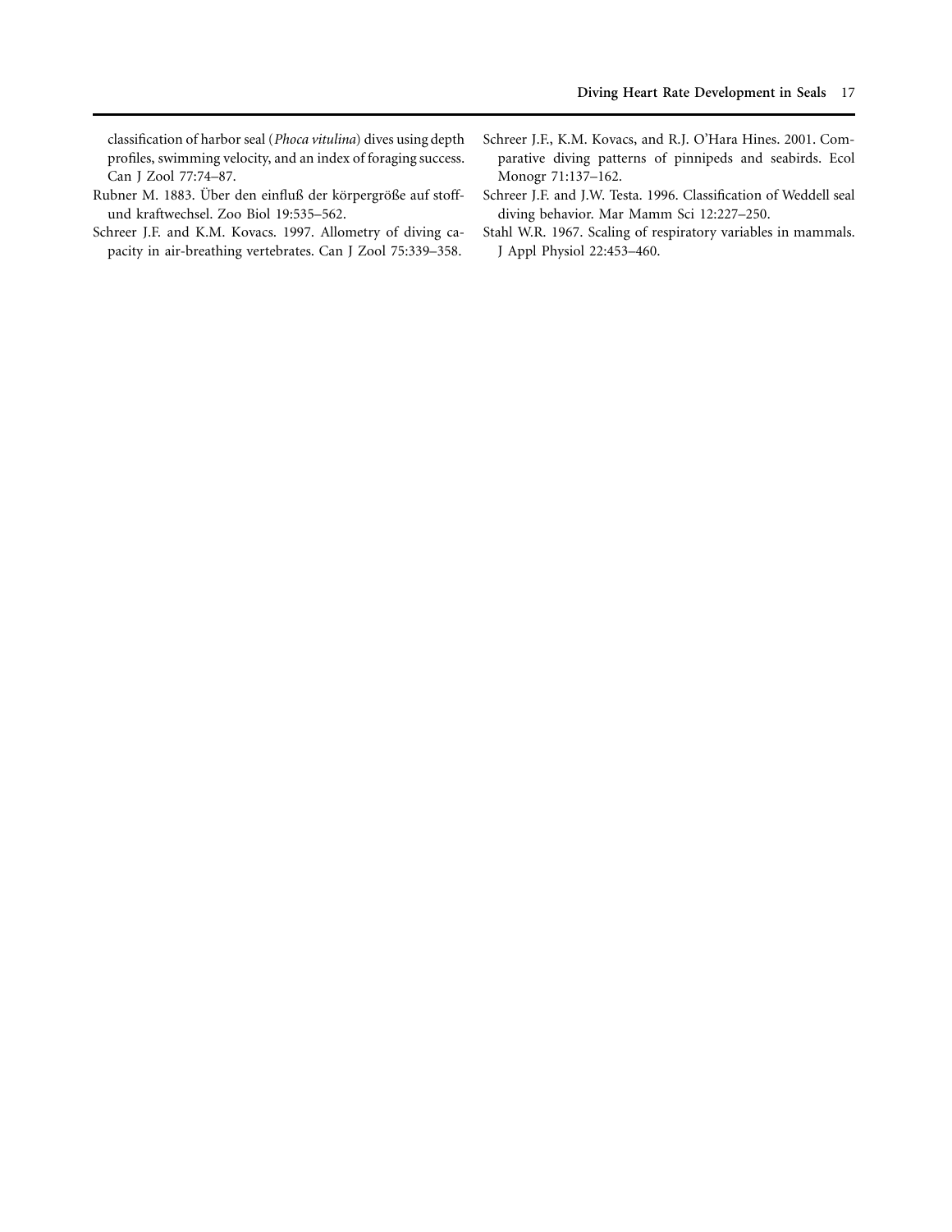classification of harbor seal (*Phoca vitulina*) dives using depth profiles, swimming velocity, and an index of foraging success. Can J Zool 77:74–87.

Rubner M. 1883. Über den einfluß der körpergröße auf stoff- und kraftwechsel. Zoo Biol 19:535–562.

Schreer J.F. and K.M. Kovacs. 1997. Allometry of diving capacity in air-breathing vertebrates. Can J Zool 75:339–358.

Schreer J.F., K.M. Kovacs, and R.J. O'Hara Hines. 2001. Comparative diving patterns of pinnipeds and seabirds. Ecol Monogr 71:137–162.

Schreer J.F. and J.W. Testa. 1996. Classification of Weddell seal diving behavior. Mar Mamm Sci 12:227–250.

Stahl W.R. 1967. Scaling of respiratory variables in mammals. J Appl Physiol 22:453–460.